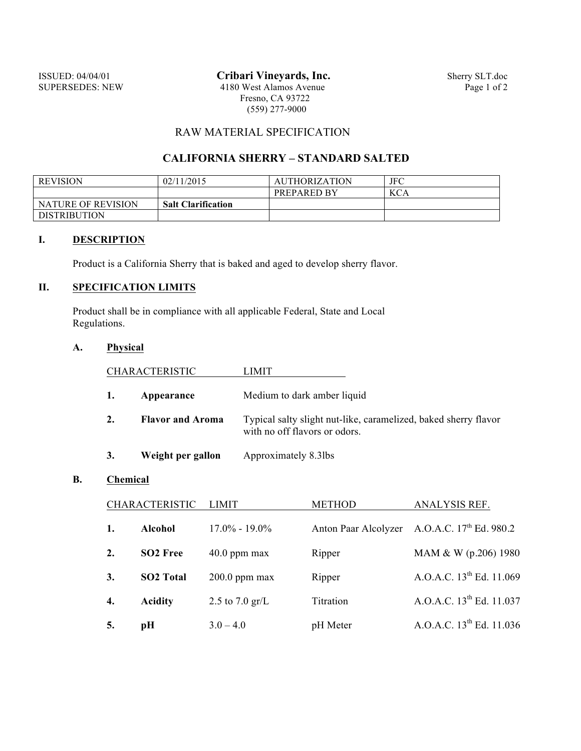ISSUED: 04/04/01
SUPERSEDES: NEW

**Cribari Vineyards, Inc.**
4180 West Alamos Avenue
Fresno, CA 93722
(559) 277-9000

Sherry SLT.doc

RAW MATERIAL SPECIFICATION

# CALIFORNIA SHERRY – STANDARD SALTED

| REVISION | 02/11/2015 | AUTHORIZATION | JFC |
|---|---|---|---|
| | | PREPARED BY | KCA |
| NATURE OF REVISION | **Salt Clarification** | | |
| DISTRIBUTION | | | |

## I. DESCRIPTION

Product is a California Sherry that is baked and aged to develop sherry flavor.

## II. SPECIFICATION LIMITS

Product shall be in compliance with all applicable Federal, State and Local Regulations.

### A. Physical

| | CHARACTERISTIC | LIMIT |
|---|---|---|
| 1. | **Appearance** | Medium to dark amber liquid |
| 2. | **Flavor and Aroma** | Typical salty slight nut-like, caramelized, baked sherry flavor with no off flavors or odors. |
| 3. | **Weight per gallon** | Approximately 8.3lbs |

### B. Chemical

| | CHARACTERISTIC | LIMIT | METHOD | ANALYSIS REF. |
|---|---|---|---|---|
| 1. | **Alcohol** | 17.0% - 19.0% | Anton Paar Alcolyzer | A.O.A.C. 17th Ed. 980.2 |
| 2. | **SO2 Free** | 40.0 ppm max | Ripper | MAM & W (p.206) 1980 |
| 3. | **SO2 Total** | 200.0 ppm max | Ripper | A.O.A.C. 13th Ed. 11.069 |
| 4. | **Acidity** | 2.5 to 7.0 gr/L | Titration | A.O.A.C. 13th Ed. 11.037 |
| 5. | **pH** | 3.0 – 4.0 | pH Meter | A.O.A.C. 13th Ed. 11.036 |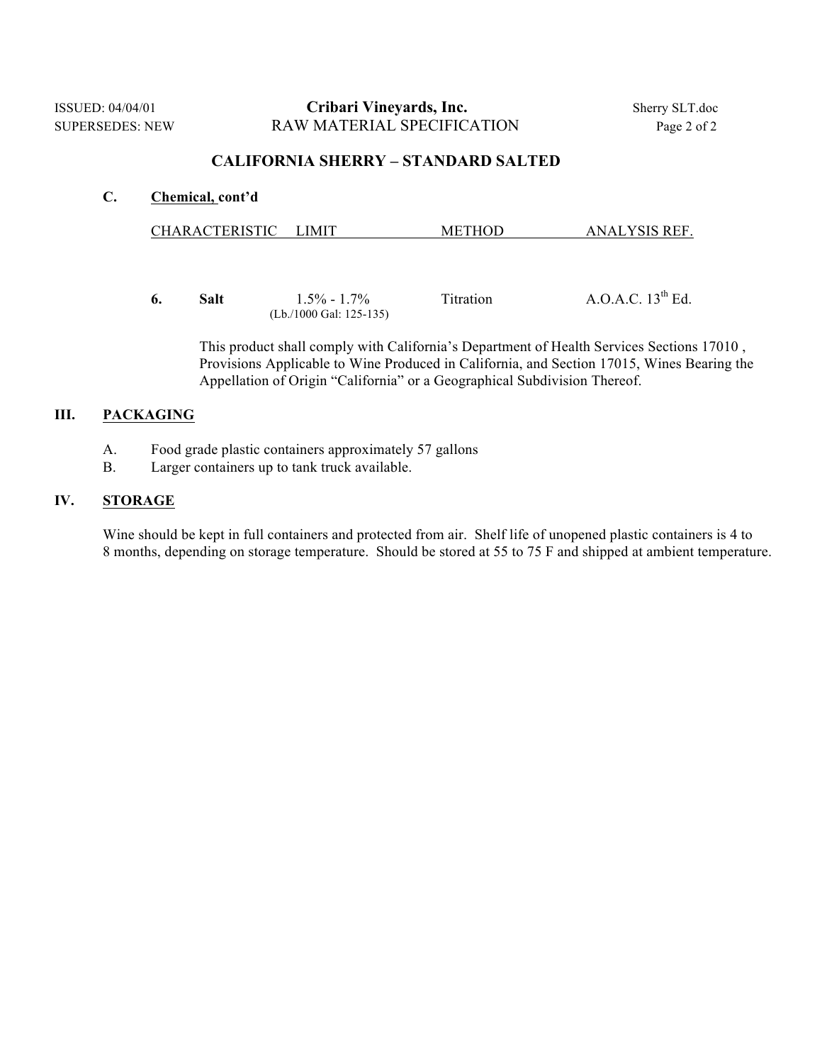# CALIFORNIA SHERRY – STANDARD SALTED

**C. Chemical, cont'd**

| CHARACTERISTIC | | LIMIT | METHOD | ANALYSIS REF. |
|---|---|---|---|---|
| **6.** | **Salt** | 1.5% - 1.7% (Lb./1000 Gal: 125-135) | Titration | A.O.A.C. 13th Ed. |

This product shall comply with California's Department of Health Services Sections 17010 , Provisions Applicable to Wine Produced in California, and Section 17015, Wines Bearing the Appellation of Origin "California" or a Geographical Subdivision Thereof.

## III. PACKAGING

A. Food grade plastic containers approximately 57 gallons
B. Larger containers up to tank truck available.

## IV. STORAGE

Wine should be kept in full containers and protected from air. Shelf life of unopened plastic containers is 4 to 8 months, depending on storage temperature. Should be stored at 55 to 75 F and shipped at ambient temperature.